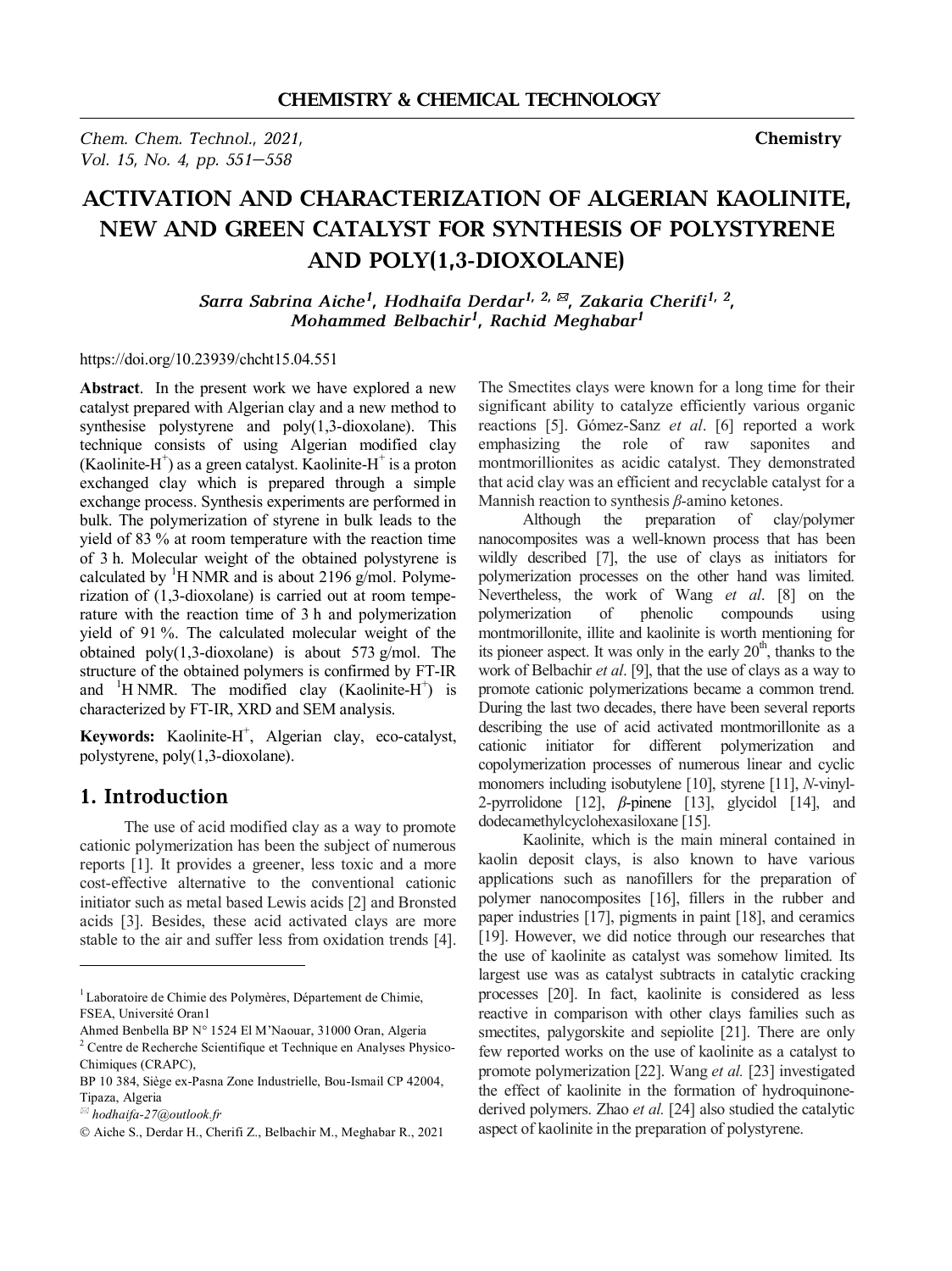# ACTIVATION AND CHARACTERIZATION OF ALGERIAN KAOLINITE, NEW AND GREEN CATALYST FOR SYNTHESIS OF POLYSTYRENE AND POLY(1,3-DIOXOLANE)

*Sarra Sabrina Aiche[1], Hodhaifa Derdar[1, 2, ✉], Zakaria Cherifi[1, 2], Mohammed Belbachir[1], Rachid Meghabar[1]*

https://doi.org/10.23939/chcht15.04.551

**Abstract**. In the present work we have explored a new catalyst prepared with Algerian clay and a new method to synthesise polystyrene and poly(1,3-dioxolane). This technique consists of using Algerian modified clay (Kaolinite-$H^+$) as a green catalyst. Kaolinite-$H^+$ is a proton exchanged clay which is prepared through a simple exchange process. Synthesis experiments are performed in bulk. The polymerization of styrene in bulk leads to the yield of 83 % at room temperature with the reaction time of 3 h. Molecular weight of the obtained polystyrene is calculated by $^1$H NMR and is about 2196 g/mol. Polymerization of (1,3-dioxolane) is carried out at room temperature with the reaction time of 3 h and polymerization yield of 91 %. The calculated molecular weight of the obtained poly(1,3-dioxolane) is about 573 g/mol. The structure of the obtained polymers is confirmed by FT-IR and $^1$H NMR. The modified clay (Kaolinite-$H^+$) is characterized by FT-IR, XRD and SEM analysis.

**Keywords:** Kaolinite-$H^+$, Algerian clay, eco-catalyst, polystyrene, poly(1,3-dioxolane).

## 1. Introduction

The use of acid modified clay as a way to promote cationic polymerization has been the subject of numerous reports [1]. It provides a greener, less toxic and a more cost-effective alternative to the conventional cationic initiator such as metal based Lewis acids [2] and Bronsted acids [3]. Besides, these acid activated clays are more stable to the air and suffer less from oxidation trends [4]. The Smectites clays were known for a long time for their significant ability to catalyze efficiently various organic reactions [5]. Gómez-Sanz *et al*. [6] reported a work emphasizing the role of raw saponites and montmorillionites as acidic catalyst. They demonstrated that acid clay was an efficient and recyclable catalyst for a Mannish reaction to synthesis *β*-amino ketones.

Although the preparation of clay/polymer nanocomposites was a well-known process that has been wildly described [7], the use of clays as initiators for polymerization processes on the other hand was limited. Nevertheless, the work of Wang *et al*. [8] on the polymerization of phenolic compounds using montmorillonite, illite and kaolinite is worth mentioning for its pioneer aspect. It was only in the early 20$^{th}$, thanks to the work of Belbachir *et al*. [9], that the use of clays as a way to promote cationic polymerizations became a common trend. During the last two decades, there have been several reports describing the use of acid activated montmorillonite as a cationic initiator for different polymerization and copolymerization processes of numerous linear and cyclic monomers including isobutylene [10], styrene [11], *N*-vinyl-2-pyrrolidone [12], *β*-pinene [13], glycidol [14], and dodecamethylcyclohexasiloxane [15].

Kaolinite, which is the main mineral contained in kaolin deposit clays, is also known to have various applications such as nanofillers for the preparation of polymer nanocomposites [16], fillers in the rubber and paper industries [17], pigments in paint [18], and ceramics [19]. However, we did notice through our researches that the use of kaolinite as catalyst was somehow limited. Its largest use was as catalyst subtracts in catalytic cracking processes [20]. In fact, kaolinite is considered as less reactive in comparison with other clays families such as smectites, palygorskite and sepiolite [21]. There are only few reported works on the use of kaolinite as a catalyst to promote polymerization [22]. Wang *et al.* [23] investigated the effect of kaolinite in the formation of hydroquinone-derived polymers. Zhao *et al.* [24] also studied the catalytic aspect of kaolinite in the preparation of polystyrene.

---

[1] Laboratoire de Chimie des Polymères, Département de Chimie, FSEA, Université Oran1
Ahmed Benbella BP N° 1524 El M'Naouar, 31000 Oran, Algeria
[2] Centre de Recherche Scientifique et Technique en Analyses Physico-Chimiques (CRAPC),
BP 10 384, Siège ex-Pasna Zone Industrielle, Bou-Ismail CP 42004, Tipaza, Algeria
✉ hodhaifa-27@outlook.fr
© Aiche S., Derdar H., Cherifi Z., Belbachir M., Meghabar R., 2021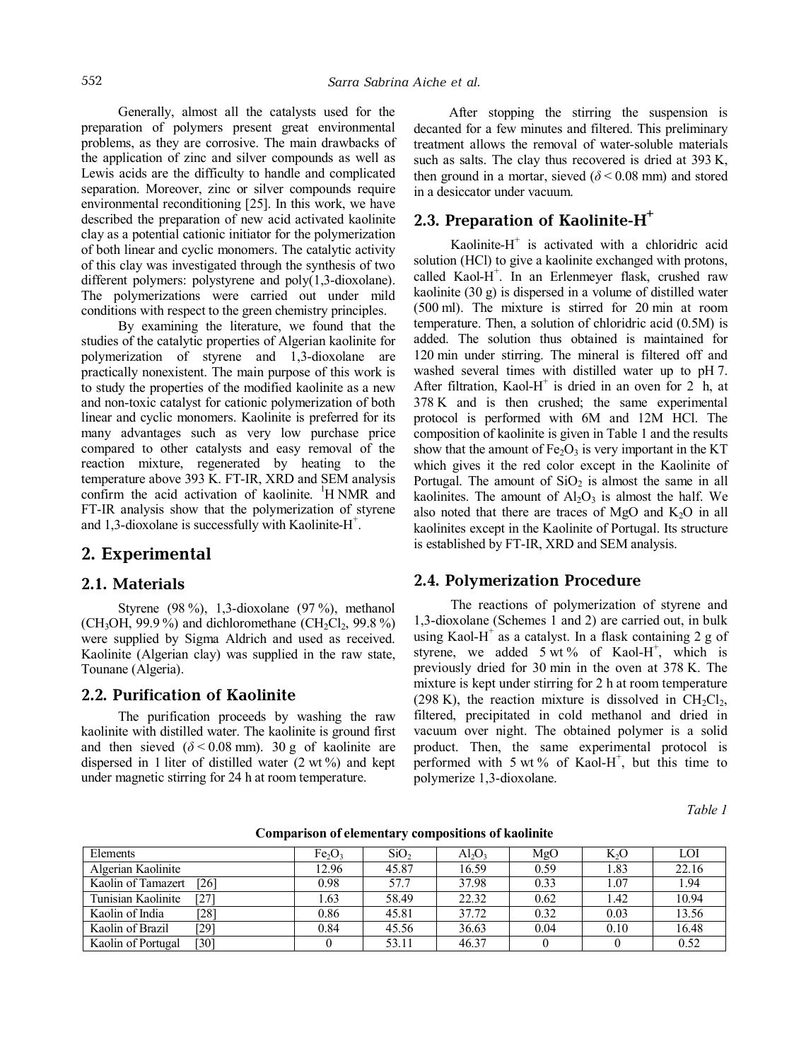Generally, almost all the catalysts used for the preparation of polymers present great environmental problems, as they are corrosive. The main drawbacks of the application of zinc and silver compounds as well as Lewis acids are the difficulty to handle and complicated separation. Moreover, zinc or silver compounds require environmental reconditioning [25]. In this work, we have described the preparation of new acid activated kaolinite clay as a potential cationic initiator for the polymerization of both linear and cyclic monomers. The catalytic activity of this clay was investigated through the synthesis of two different polymers: polystyrene and poly(1,3-dioxolane). The polymerizations were carried out under mild conditions with respect to the green chemistry principles.

By examining the literature, we found that the studies of the catalytic properties of Algerian kaolinite for polymerization of styrene and 1,3-dioxolane are practically nonexistent. The main purpose of this work is to study the properties of the modified kaolinite as a new and non-toxic catalyst for cationic polymerization of both linear and cyclic monomers. Kaolinite is preferred for its many advantages such as very low purchase price compared to other catalysts and easy removal of the reaction mixture, regenerated by heating to the temperature above 393 K. FT-IR, XRD and SEM analysis confirm the acid activation of kaolinite. $^1$H NMR and FT-IR analysis show that the polymerization of styrene and 1,3-dioxolane is successfully with Kaolinite-$H^+$.

## 2. Experimental

### 2.1. Materials

Styrene (98 %), 1,3-dioxolane (97 %), methanol ($CH_3OH$, 99.9 %) and dichloromethane ($CH_2Cl_2$, 99.8 %) were supplied by Sigma Aldrich and used as received. Kaolinite (Algerian clay) was supplied in the raw state, Tounane (Algeria).

### 2.2. Purification of Kaolinite

The purification proceeds by washing the raw kaolinite with distilled water. The kaolinite is ground first and then sieved ($\delta < 0.08$ mm). 30 g of kaolinite are dispersed in 1 liter of distilled water (2 wt %) and kept under magnetic stirring for 24 h at room temperature.

After stopping the stirring the suspension is decanted for a few minutes and filtered. This preliminary treatment allows the removal of water-soluble materials such as salts. The clay thus recovered is dried at 393 K, then ground in a mortar, sieved ($\delta < 0.08$ mm) and stored in a desiccator under vacuum.

### 2.3. Preparation of Kaolinite-$H^+$

Kaolinite-$H^+$ is activated with a chloridric acid solution (HCl) to give a kaolinite exchanged with protons, called Kaol-$H^+$. In an Erlenmeyer flask, crushed raw kaolinite (30 g) is dispersed in a volume of distilled water (500 ml). The mixture is stirred for 20 min at room temperature. Then, a solution of chloridric acid (0.5M) is added. The solution thus obtained is maintained for 120 min under stirring. The mineral is filtered off and washed several times with distilled water up to pH 7. After filtration, Kaol-$H^+$ is dried in an oven for 2 h, at 378 K and is then crushed; the same experimental protocol is performed with 6M and 12M HCl. The composition of kaolinite is given in Table 1 and the results show that the amount of $Fe_2O_3$ is very important in the KT which gives it the red color except in the Kaolinite of Portugal. The amount of $SiO_2$ is almost the same in all kaolinites. The amount of $Al_2O_3$ is almost the half. We also noted that there are traces of MgO and $K_2O$ in all kaolinites except in the Kaolinite of Portugal. Its structure is established by FT-IR, XRD and SEM analysis.

### 2.4. Polymerization Procedure

The reactions of polymerization of styrene and 1,3-dioxolane (Schemes 1 and 2) are carried out, in bulk using Kaol-$H^+$ as a catalyst. In a flask containing 2 g of styrene, we added 5 wt % of Kaol-$H^+$, which is previously dried for 30 min in the oven at 378 K. The mixture is kept under stirring for 2 h at room temperature (298 K), the reaction mixture is dissolved in $CH_2Cl_2$, filtered, precipitated in cold methanol and dried in vacuum over night. The obtained polymer is a solid product. Then, the same experimental protocol is performed with 5 wt % of Kaol-$H^+$, but this time to polymerize 1,3-dioxolane.

*Table 1*

**Comparison of elementary compositions of kaolinite**

| Elements | $Fe_2O_3$ | $SiO_2$ | $Al_2O_3$ | MgO | $K_2O$ | LOI |
|---|---|---|---|---|---|---|
| Algerian Kaolinite | 12.96 | 45.87 | 16.59 | 0.59 | 1.83 | 22.16 |
| Kaolin of Tamazert [26] | 0.98 | 57.7 | 37.98 | 0.33 | 1.07 | 1.94 |
| Tunisian Kaolinite [27] | 1.63 | 58.49 | 22.32 | 0.62 | 1.42 | 10.94 |
| Kaolin of India [28] | 0.86 | 45.81 | 37.72 | 0.32 | 0.03 | 13.56 |
| Kaolin of Brazil [29] | 0.84 | 45.56 | 36.63 | 0.04 | 0.10 | 16.48 |
| Kaolin of Portugal [30] | 0 | 53.11 | 46.37 | 0 | 0 | 0.52 |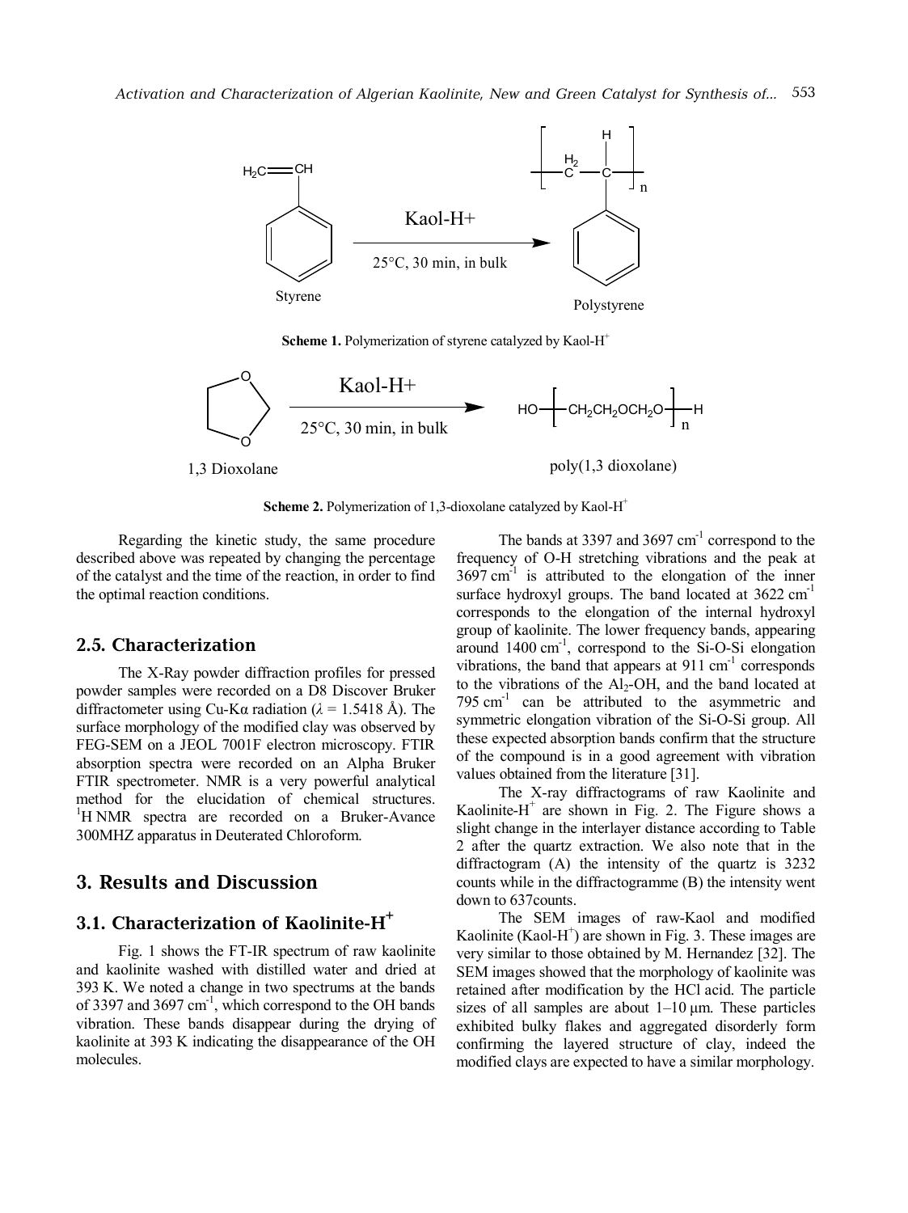Kaol-H+

25°C, 30 min, in bulk

Styrene

Polystyrene

**Scheme 1.** Polymerization of styrene catalyzed by Kaol-$H^+$

Kaol-H+

25°C, 30 min, in bulk

1,3 Dioxolane

poly(1,3 dioxolane)

**Scheme 2.** Polymerization of 1,3-dioxolane catalyzed by Kaol-$H^+$

Regarding the kinetic study, the same procedure described above was repeated by changing the percentage of the catalyst and the time of the reaction, in order to find the optimal reaction conditions.

## 2.5. Characterization

The X-Ray powder diffraction profiles for pressed powder samples were recorded on a D8 Discover Bruker diffractometer using Cu-Kα radiation (λ = 1.5418 Å). The surface morphology of the modified clay was observed by FEG-SEM on a JEOL 7001F electron microscopy. FTIR absorption spectra were recorded on an Alpha Bruker FTIR spectrometer. NMR is a very powerful analytical method for the elucidation of chemical structures. $^1$H NMR spectra are recorded on a Bruker-Avance 300MHZ apparatus in Deuterated Chloroform.

# 3. Results and Discussion

## 3.1. Characterization of Kaolinite-$H^+$

Fig. 1 shows the FT-IR spectrum of raw kaolinite and kaolinite washed with distilled water and dried at 393 K. We noted a change in two spectrums at the bands of 3397 and 3697 $cm^{-1}$, which correspond to the OH bands vibration. These bands disappear during the drying of kaolinite at 393 K indicating the disappearance of the OH molecules.

The bands at 3397 and 3697 $cm^{-1}$ correspond to the frequency of O-H stretching vibrations and the peak at 3697 $cm^{-1}$ is attributed to the elongation of the inner surface hydroxyl groups. The band located at 3622 $cm^{-1}$ corresponds to the elongation of the internal hydroxyl group of kaolinite. The lower frequency bands, appearing around 1400 $cm^{-1}$, correspond to the Si-O-Si elongation vibrations, the band that appears at 911 $cm^{-1}$ corresponds to the vibrations of the $Al_2$-OH, and the band located at 795 $cm^{-1}$ can be attributed to the asymmetric and symmetric elongation vibration of the Si-O-Si group. All these expected absorption bands confirm that the structure of the compound is in a good agreement with vibration values obtained from the literature [31].

The X-ray diffractograms of raw Kaolinite and Kaolinite-$H^+$ are shown in Fig. 2. The Figure shows a slight change in the interlayer distance according to Table 2 after the quartz extraction. We also note that in the diffractogram (A) the intensity of the quartz is 3232 counts while in the diffractogramme (B) the intensity went down to 637counts.

The SEM images of raw-Kaol and modified Kaolinite (Kaol-$H^+$) are shown in Fig. 3. These images are very similar to those obtained by M. Hernandez [32]. The SEM images showed that the morphology of kaolinite was retained after modification by the HCl acid. The particle sizes of all samples are about 1–10 µm. These particles exhibited bulky flakes and aggregated disorderly form confirming the layered structure of clay, indeed the modified clays are expected to have a similar morphology.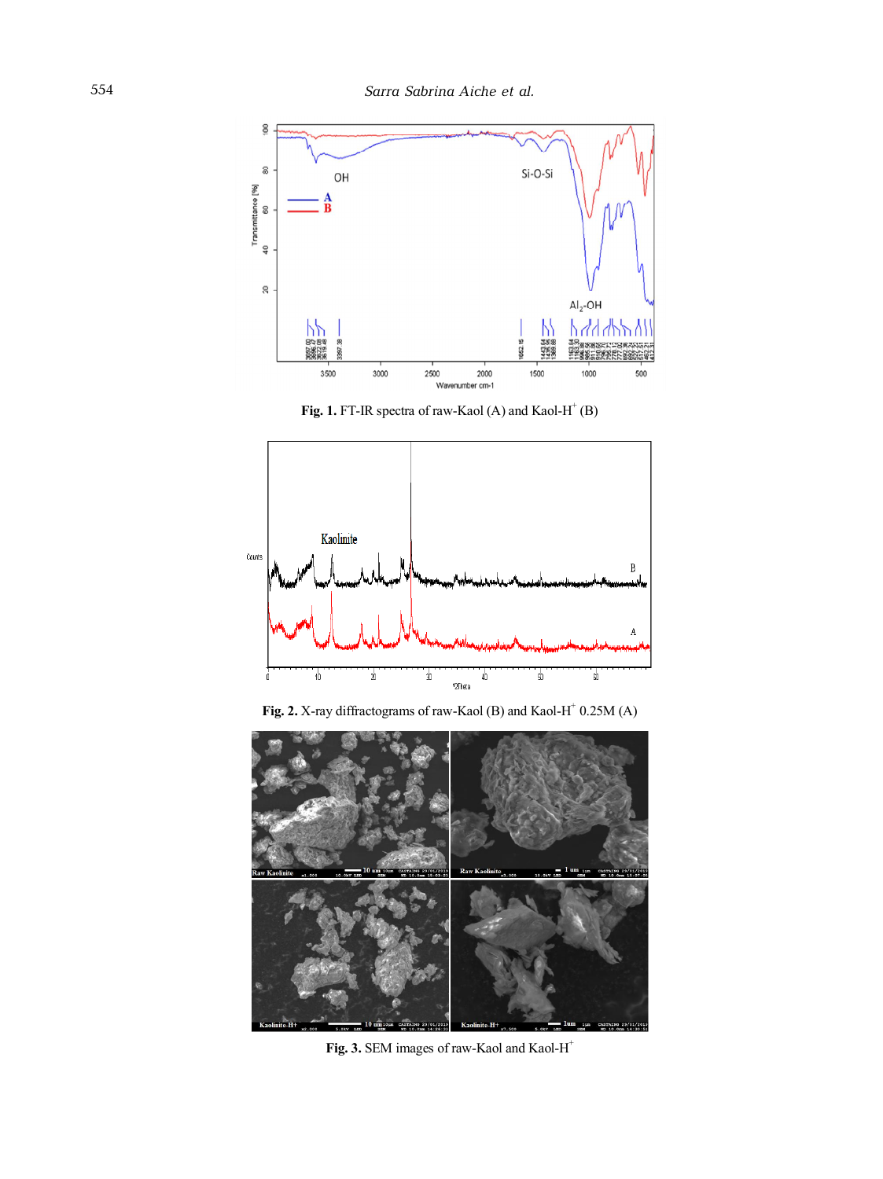**Fig. 1.** FT-IR spectra of raw-Kaol (A) and Kaol-$H^+$ (B)

**Fig. 2.** X-ray diffractograms of raw-Kaol (B) and Kaol-$H^+$ 0.25M (A)

**Fig. 3.** SEM images of raw-Kaol and Kaol-$H^+$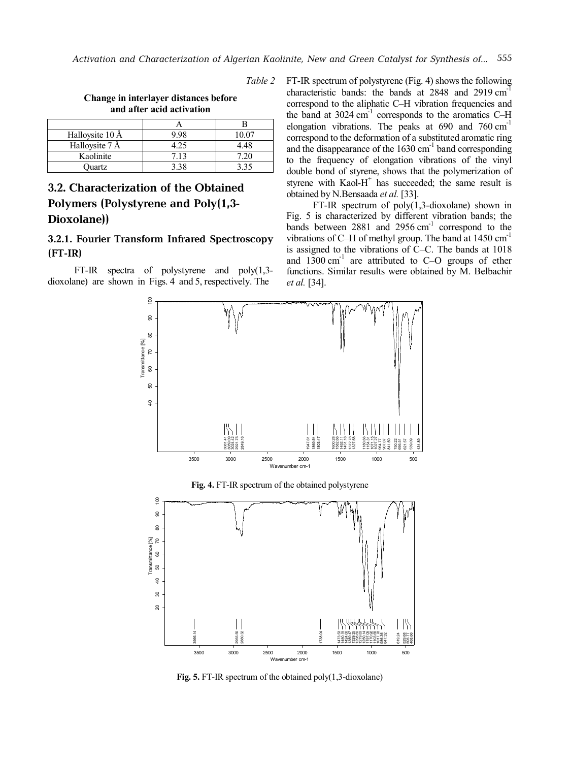*Table 2*

**Change in interlayer distances before and after acid activation**

| | A | B |
|---|---|---|
| Halloysite 10 Å | 9.98 | 10.07 |
| Halloysite 7 Å | 4.25 | 4.48 |
| Kaolinite | 7.13 | 7.20 |
| Quartz | 3.38 | 3.35 |

## 3.2. Characterization of the Obtained Polymers (Polystyrene and Poly(1,3-Dioxolane))

### 3.2.1. Fourier Transform Infrared Spectroscopy (FT-IR)

FT-IR spectra of polystyrene and poly(1,3-dioxolane) are shown in Figs. 4 and 5, respectively. The FT-IR spectrum of polystyrene (Fig. 4) shows the following characteristic bands: the bands at 2848 and 2919 $cm^{-1}$ correspond to the aliphatic C–H vibration frequencies and the band at 3024 $cm^{-1}$ corresponds to the aromatics C–H elongation vibrations. The peaks at 690 and 760 $cm^{-1}$ correspond to the deformation of a substituted aromatic ring and the disappearance of the 1630 $cm^{-1}$ band corresponding to the frequency of elongation vibrations of the vinyl double bond of styrene, shows that the polymerization of styrene with Kaol-$H^+$ has succeeded; the same result is obtained by N.Bensaada *et al.* [33].

FT-IR spectrum of poly(1,3-dioxolane) shown in Fig. 5 is characterized by different vibration bands; the bands between 2881 and 2956 $cm^{-1}$ correspond to the vibrations of C–H of methyl group. The band at 1450 $cm^{-1}$ is assigned to the vibrations of C–C. The bands at 1018 and 1300 $cm^{-1}$ are attributed to C–O groups of ether functions. Similar results were obtained by M. Belbachir *et al.* [34].

**Fig. 4.** FT-IR spectrum of the obtained polystyrene

**Fig. 5.** FT-IR spectrum of the obtained poly(1,3-dioxolane)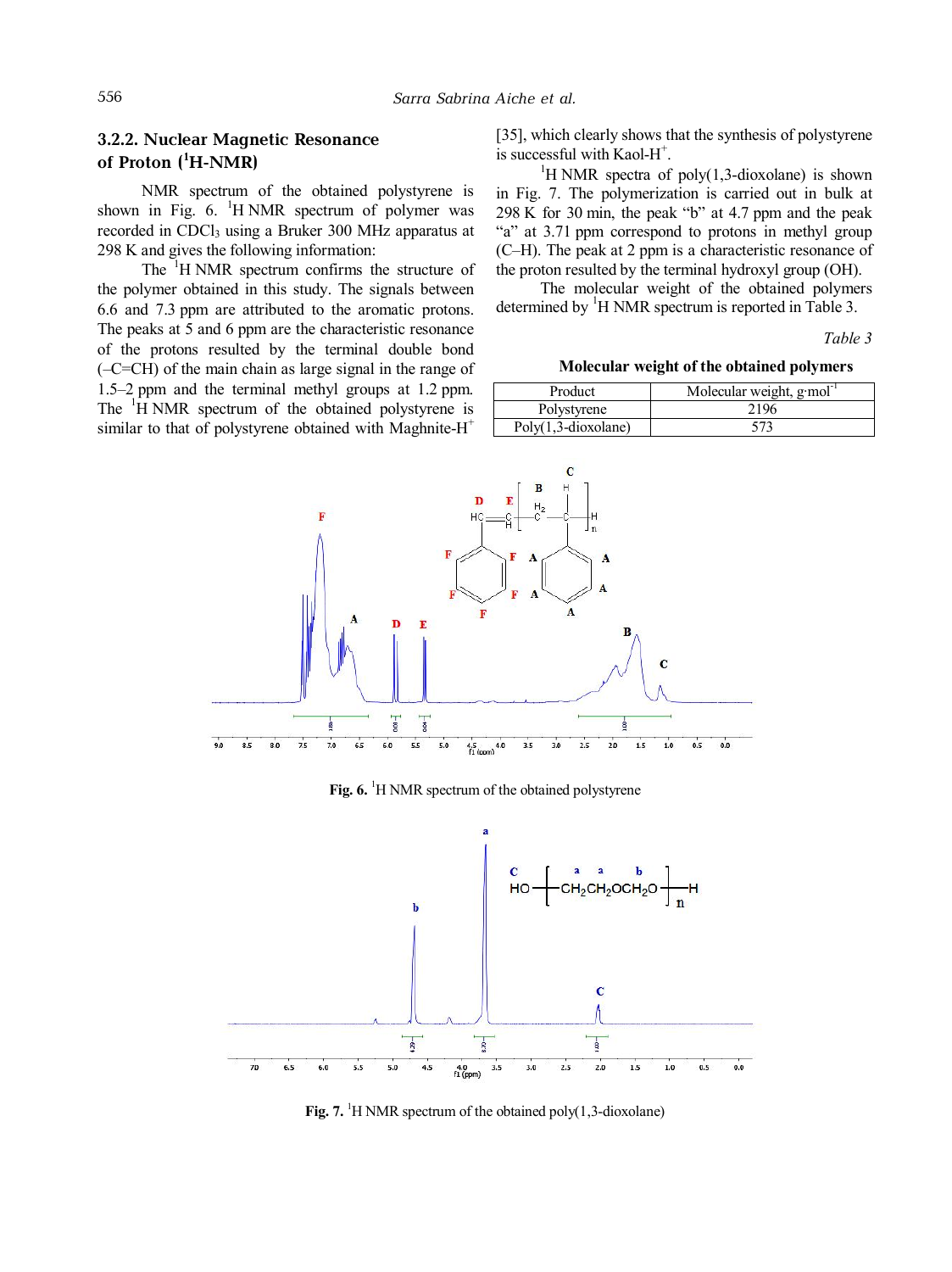### 3.2.2. Nuclear Magnetic Resonance of Proton ($^1$H-NMR)

NMR spectrum of the obtained polystyrene is shown in Fig. 6. $^1$H NMR spectrum of polymer was recorded in $CDCl_3$ using a Bruker 300 MHz apparatus at 298 K and gives the following information:

The $^1$H NMR spectrum confirms the structure of the polymer obtained in this study. The signals between 6.6 and 7.3 ppm are attributed to the aromatic protons. The peaks at 5 and 6 ppm are the characteristic resonance of the protons resulted by the terminal double bond (–C=CH) of the main chain as large signal in the range of 1.5–2 ppm and the terminal methyl groups at 1.2 ppm. The $^1$H NMR spectrum of the obtained polystyrene is similar to that of polystyrene obtained with Maghnite-H$^+$ [35], which clearly shows that the synthesis of polystyrene is successful with Kaol-H$^+$.

$^1$H NMR spectra of poly(1,3-dioxolane) is shown in Fig. 7. The polymerization is carried out in bulk at 298 K for 30 min, the peak "b" at 4.7 ppm and the peak "a" at 3.71 ppm correspond to protons in methyl group (C–H). The peak at 2 ppm is a characteristic resonance of the proton resulted by the terminal hydroxyl group (OH).

The molecular weight of the obtained polymers determined by $^1$H NMR spectrum is reported in Table 3.

*Table 3*

**Molecular weight of the obtained polymers**

| Product | Molecular weight, g·mol$^{-1}$ |
|---|---|
| Polystyrene | 2196 |
| Poly(1,3-dioxolane) | 573 |

**Fig. 6.** $^1$H NMR spectrum of the obtained polystyrene

**Fig. 7.** $^1$H NMR spectrum of the obtained poly(1,3-dioxolane)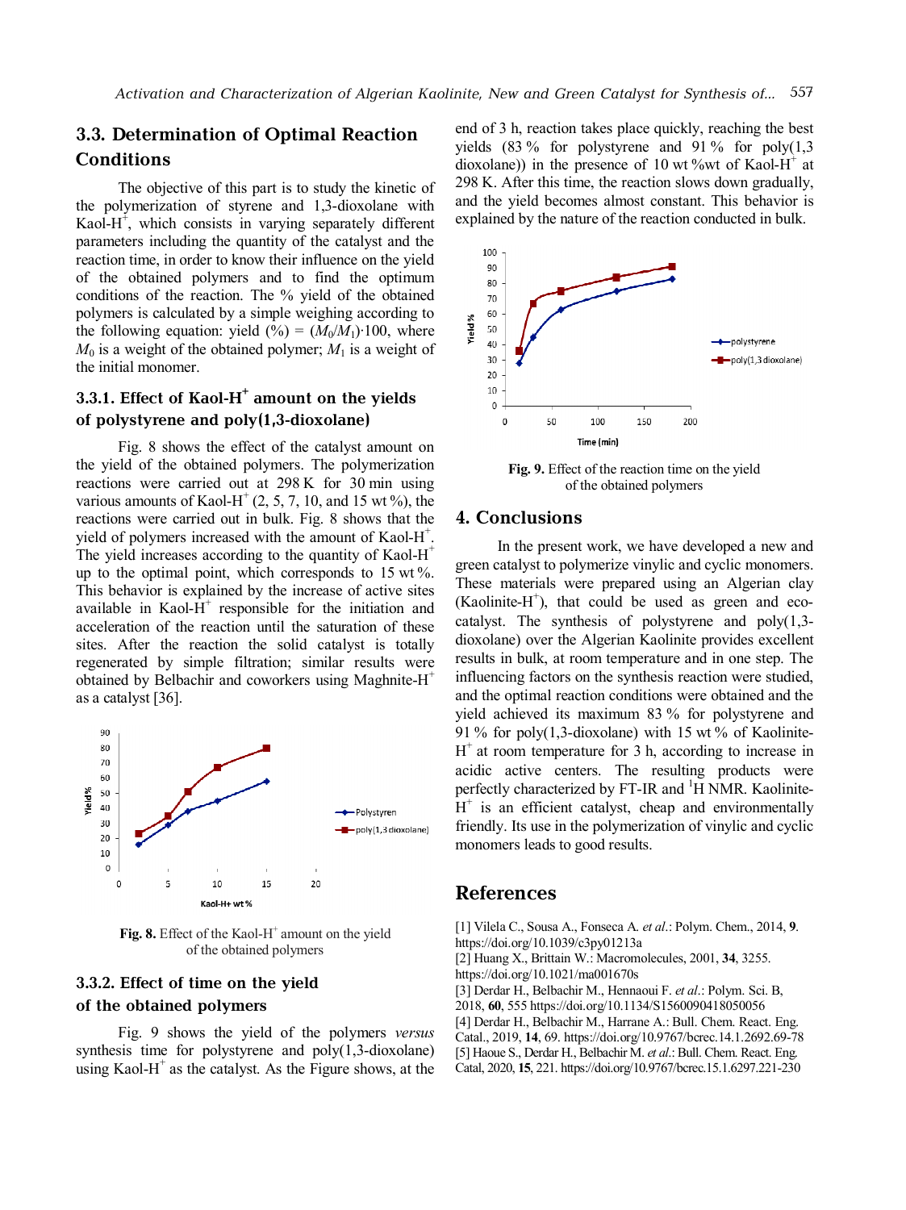## 3.3. Determination of Optimal Reaction Conditions

The objective of this part is to study the kinetic of the polymerization of styrene and 1,3-dioxolane with Kaol-$H^+$, which consists in varying separately different parameters including the quantity of the catalyst and the reaction time, in order to know their influence on the yield of the obtained polymers and to find the optimum conditions of the reaction. The % yield of the obtained polymers is calculated by a simple weighing according to the following equation: yield (%) = $(M_0/M_1)\cdot 100$, where $M_0$ is a weight of the obtained polymer; $M_1$ is a weight of the initial monomer.

### 3.3.1. Effect of Kaol-$H^+$ amount on the yields of polystyrene and poly(1,3-dioxolane)

Fig. 8 shows the effect of the catalyst amount on the yield of the obtained polymers. The polymerization reactions were carried out at 298 K for 30 min using various amounts of Kaol-$H^+$ (2, 5, 7, 10, and 15 wt %), the reactions were carried out in bulk. Fig. 8 shows that the yield of polymers increased with the amount of Kaol-$H^+$. The yield increases according to the quantity of Kaol-$H^+$ up to the optimal point, which corresponds to 15 wt %. This behavior is explained by the increase of active sites available in Kaol-$H^+$ responsible for the initiation and acceleration of the reaction until the saturation of these sites. After the reaction the solid catalyst is totally regenerated by simple filtration; similar results were obtained by Belbachir and coworkers using Maghnite-$H^+$ as a catalyst [36].

**Fig. 8.** Effect of the Kaol-$H^+$ amount on the yield of the obtained polymers

### 3.3.2. Effect of time on the yield of the obtained polymers

Fig. 9 shows the yield of the polymers *versus* synthesis time for polystyrene and poly(1,3-dioxolane) using Kaol-$H^+$ as the catalyst. As the Figure shows, at the end of 3 h, reaction takes place quickly, reaching the best yields (83 % for polystyrene and 91 % for poly(1,3 dioxolane)) in the presence of 10 wt %wt of Kaol-$H^+$ at 298 K. After this time, the reaction slows down gradually, and the yield becomes almost constant. This behavior is explained by the nature of the reaction conducted in bulk.

**Fig. 9.** Effect of the reaction time on the yield of the obtained polymers

## 4. Conclusions

In the present work, we have developed a new and green catalyst to polymerize vinylic and cyclic monomers. These materials were prepared using an Algerian clay (Kaolinite-$H^+$), that could be used as green and eco-catalyst. The synthesis of polystyrene and poly(1,3-dioxolane) over the Algerian Kaolinite provides excellent results in bulk, at room temperature and in one step. The influencing factors on the synthesis reaction were studied, and the optimal reaction conditions were obtained and the yield achieved its maximum 83 % for polystyrene and 91 % for poly(1,3-dioxolane) with 15 wt % of Kaolinite-$H^+$ at room temperature for 3 h, according to increase in acidic active centers. The resulting products were perfectly characterized by FT-IR and $^1$H NMR. Kaolinite-$H^+$ is an efficient catalyst, cheap and environmentally friendly. Its use in the polymerization of vinylic and cyclic monomers leads to good results.

## References

[1] Vilela C., Sousa A., Fonseca A. *et al.*: Polym. Chem., 2014, **9**. https://doi.org/10.1039/c3py01213a

[2] Huang X., Brittain W.: Macromolecules, 2001, **34**, 3255. https://doi.org/10.1021/ma001670s

[3] Derdar H., Belbachir M., Hennaoui F. *et al.*: Polym. Sci. B, 2018, **60**, 555 https://doi.org/10.1134/S1560090418050056

[4] Derdar H., Belbachir M., Harrane A.: Bull. Chem. React. Eng. Catal., 2019, **14**, 69. https://doi.org/10.9767/bcrec.14.1.2692.69-78

[5] Haoue S., Derdar H., Belbachir M. *et al.*: Bull. Chem. React. Eng. Catal, 2020, **15**, 221. https://doi.org/10.9767/bcrec.15.1.6297.221-230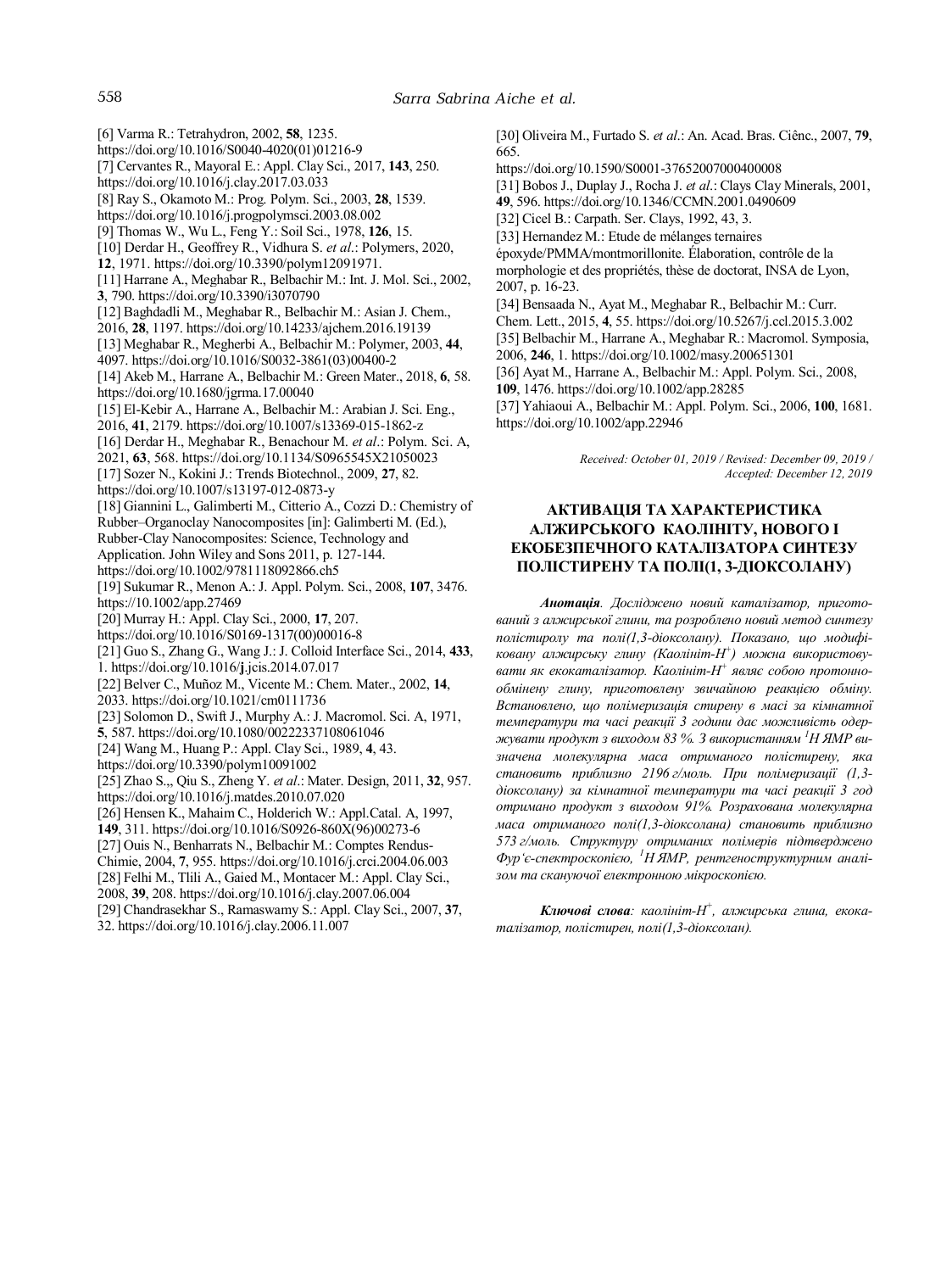[6] Varma R.: Tetrahydron, 2002, **58**, 1235. https://doi.org/10.1016/S0040-4020(01)01216-9

[7] Cervantes R., Mayoral E.: Appl. Clay Sci., 2017, **143**, 250. https://doi.org/10.1016/j.clay.2017.03.033

[8] Ray S., Okamoto M.: Prog. Polym. Sci., 2003, **28**, 1539. https://doi.org/10.1016/j.progpolymsci.2003.08.002

[9] Thomas W., Wu L., Feng Y.: Soil Sci., 1978, **126**, 15.

[10] Derdar H., Geoffrey R., Vidhura S. *et al.*: Polymers, 2020, **12**, 1971. https://doi.org/10.3390/polym12091971.

[11] Harrane A., Meghabar R., Belbachir M.: Int. J. Mol. Sci., 2002, **3**, 790. https://doi.org/10.3390/i3070790

[12] Baghdadli M., Meghabar R., Belbachir M.: Asian J. Chem., 2016, **28**, 1197. https://doi.org/10.14233/ajchem.2016.19139

[13] Meghabar R., Megherbi A., Belbachir M.: Polymer, 2003, **44**, 4097. https://doi.org/10.1016/S0032-3861(03)00400-2

[14] Akeb M., Harrane A., Belbachir M.: Green Mater., 2018, **6**, 58. https://doi.org/10.1680/jgrma.17.00040

[15] El-Kebir A., Harrane A., Belbachir M.: Arabian J. Sci. Eng., 2016, **41**, 2179. https://doi.org/10.1007/s13369-015-1862-z

[16] Derdar H., Meghabar R., Benachour M. *et al.*: Polym. Sci. A, 2021, **63**, 568. https://doi.org/10.1134/S0965545X21050023

[17] Sozer N., Kokini J.: Trends Biotechnol., 2009, **27**, 82. https://doi.org/10.1007/s13197-012-0873-y

[18] Giannini L., Galimberti M., Citterio A., Cozzi D.: Chemistry of Rubber–Organoclay Nanocomposites [in]: Galimberti M. (Ed.), Rubber-Clay Nanocomposites: Science, Technology and Application. John Wiley and Sons 2011, p. 127-144. https://doi.org/10.1002/9781118092866.ch5

[19] Sukumar R., Menon A.: J. Appl. Polym. Sci., 2008, **107**, 3476. https://10.1002/app.27469

[20] Murray H.: Appl. Clay Sci., 2000, **17**, 207. https://doi.org/10.1016/S0169-1317(00)00016-8

[21] Guo S., Zhang G., Wang J.: J. Colloid Interface Sci., 2014, **433**, 1. https://doi.org/10.1016/**j**.jcis.2014.07.017

[22] Belver C., Muñoz M., Vicente M.: Chem. Mater., 2002, **14**, 2033. https://doi.org/10.1021/cm0111736

[23] Solomon D., Swift J., Murphy A.: J. Macromol. Sci. A, 1971, **5**, 587. https://doi.org/10.1080/00222337108061046

[24] Wang M., Huang P.: Appl. Clay Sci., 1989, **4**, 43. https://doi.org/10.3390/polym10091002

[25] Zhao S.,, Qiu S., Zheng Y. *et al.*: Mater. Design, 2011, **32**, 957. https://doi.org/10.1016/j.matdes.2010.07.020

[26] Hensen K., Mahaim C., Holderich W.: Appl.Catal. A, 1997, **149**, 311. https://doi.org/10.1016/S0926-860X(96)00273-6

[27] Ouis N., Benharrats N., Belbachir M.: Comptes Rendus-Chimie, 2004, **7**, 955. https://doi.org/10.1016/j.crci.2004.06.003

[28] Felhi M., Tlili A., Gaied M., Montacer M.: Appl. Clay Sci., 2008, **39**, 208. https://doi.org/10.1016/j.clay.2007.06.004

[29] Chandrasekhar S., Ramaswamy S.: Appl. Clay Sci., 2007, **37**, 32. https://doi.org/10.1016/j.clay.2006.11.007

[30] Oliveira M., Furtado S. *et al.*: An. Acad. Bras. Ciênc., 2007, **79**, 665. https://doi.org/10.1590/S0001-37652007000400008

[31] Bobos J., Duplay J., Rocha J. *et al.*: Clays Clay Minerals, 2001, **49**, 596. https://doi.org/10.1346/CCMN.2001.0490609

[32] Cicel B.: Carpath. Ser. Clays, 1992, 43, 3.

[33] Hernandez M.: Etude de mélanges ternaires époxyde/PMMA/montmorillonite. Élaboration, contrôle de la morphologie et des propriétés, thèse de doctorat, INSA de Lyon, 2007, p. 16-23.

[34] Bensaada N., Ayat M., Meghabar R., Belbachir M.: Curr. Chem. Lett., 2015, **4**, 55. https://doi.org/10.5267/j.ccl.2015.3.002

[35] Belbachir M., Harrane A., Meghabar R.: Macromol. Symposia, 2006, **246**, 1. https://doi.org/10.1002/masy.200651301

[36] Ayat M., Harrane A., Belbachir M.: Appl. Polym. Sci., 2008, **109**, 1476. https://doi.org/10.1002/app.28285

[37] Yahiaoui A., Belbachir M.: Appl. Polym. Sci., 2006, **100**, 1681. https://doi.org/10.1002/app.22946

*Received: October 01, 2019 / Revised: December 09, 2019 / Accepted: December 12, 2019*

## АКТИВАЦІЯ ТА ХАРАКТЕРИСТИКА АЛЖИРСЬКОГО КАОЛІНІТУ, НОВОГО І ЕКОБЕЗПЕЧНОГО КАТАЛІЗАТОРА СИНТЕЗУ ПОЛІСТИРЕНУ ТА ПОЛІ(1, 3-ДІОКСОЛАНУ)

***Анотація**. Досліджено новий каталізатор, приготований з алжирської глини, та розроблено новий метод синтезу полістиролу та полі(1,3-діоксолану). Показано, що модифіковану алжирську глину (Каолініт-$H^+$) можна використовувати як екокаталізатор. Каолініт-$H^+$ являє собою протонно-обмінену глину, приготовлену звичайною реакцією обміну. Встановлено, що полімеризація стирену в масі за кімнатної температури та часі реакції 3 години дає можливість одержувати продукт з виходом 83 %. З використанням $^1H$ ЯМР визначена молекулярна маса отриманого полістирену, яка становить приблизно 2196 г/моль. При полімеризації (1,3-діоксолану) за кімнатної температури та часі реакції 3 год отримано продукт з виходом 91%. Розрахована молекулярна маса отриманого полі(1,3-діоксолана) становить приблизно 573 г/моль. Структуру отриманих полімерів підтверджено Фур'є-спектроскопією, $^1H$ ЯМР, рентгеноструктурним аналізом та скануючої електронною мікроскопією.*

***Ключові слова**: каолініт-$H^+$, алжирська глина, екокаталізатор, полістирен, полі(1,3-діоксолан).*